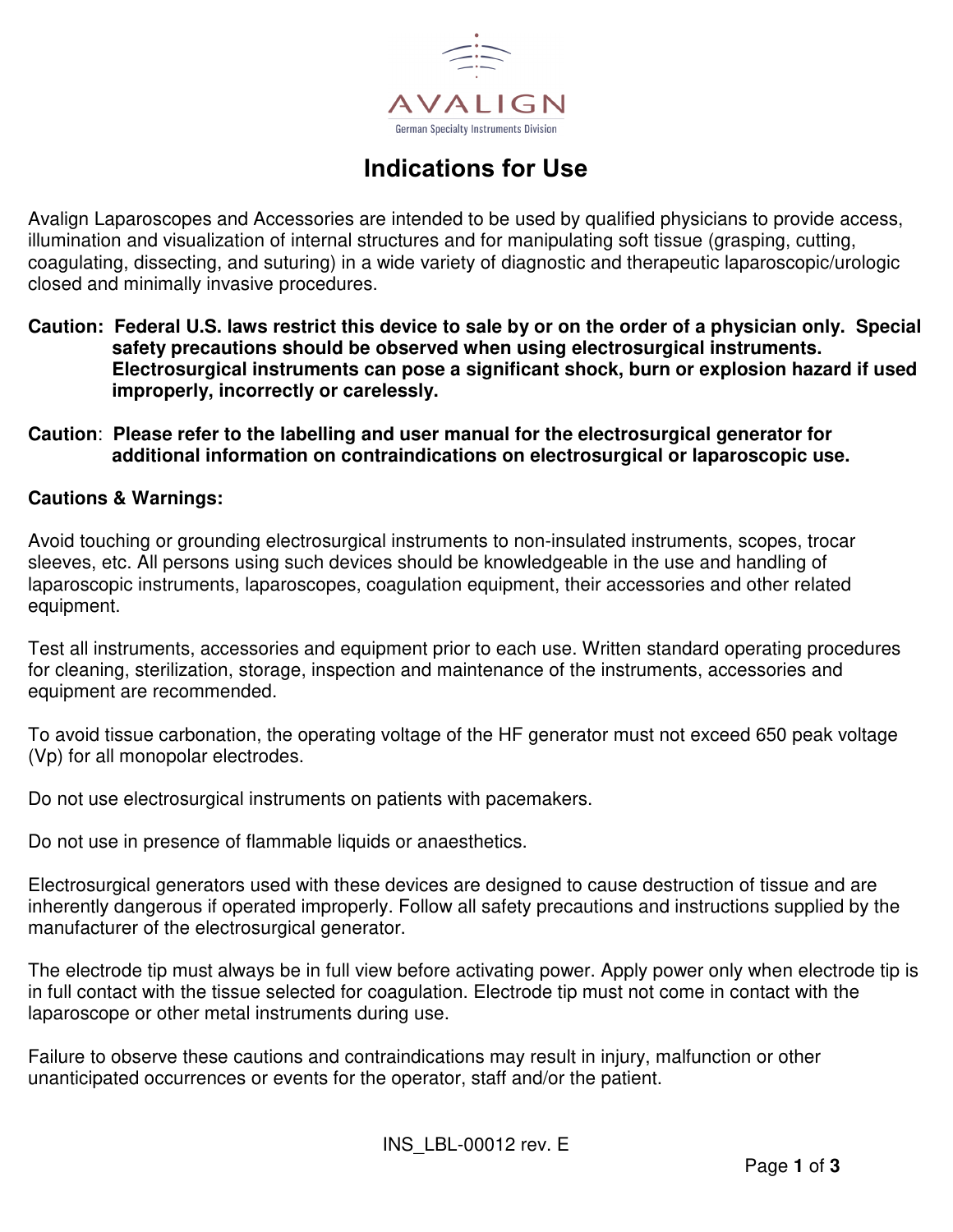AVALIGN

German Specialty Instruments Division

# Indications for Use

Avalign Laparoscopes and Accessories are intended to be used by qualified physicians to provide access, illumination and visualization of internal structures and for manipulating soft tissue (grasping, cutting, coagulating, dissecting, and suturing) in a wide variety of diagnostic and therapeutic laparoscopic/urologic closed and minimally invasive procedures.

**Caution: Federal U.S. laws restrict this device to sale by or on the order of a physician only. Special safety precautions should be observed when using electrosurgical instruments. Electrosurgical instruments can pose a significant shock, burn or explosion hazard if used improperly, incorrectly or carelessly.**

**Caution: Please refer to the labelling and user manual for the electrosurgical generator for additional information on contraindications on electrosurgical or laparoscopic use.**

**Cautions & Warnings:**

Avoid touching or grounding electrosurgical instruments to non-insulated instruments, scopes, trocar sleeves, etc. All persons using such devices should be knowledgeable in the use and handling of laparoscopic instruments, laparoscopes, coagulation equipment, their accessories and other related equipment.

Test all instruments, accessories and equipment prior to each use. Written standard operating procedures for cleaning, sterilization, storage, inspection and maintenance of the instruments, accessories and equipment are recommended.

To avoid tissue carbonation, the operating voltage of the HF generator must not exceed 650 peak voltage (Vp) for all monopolar electrodes.

Do not use electrosurgical instruments on patients with pacemakers.

Do not use in presence of flammable liquids or anaesthetics.

Electrosurgical generators used with these devices are designed to cause destruction of tissue and are inherently dangerous if operated improperly. Follow all safety precautions and instructions supplied by the manufacturer of the electrosurgical generator.

The electrode tip must always be in full view before activating power. Apply power only when electrode tip is in full contact with the tissue selected for coagulation. Electrode tip must not come in contact with the laparoscope or other metal instruments during use.

Failure to observe these cautions and contraindications may result in injury, malfunction or other unanticipated occurrences or events for the operator, staff and/or the patient.

INS_LBL-00012 rev. E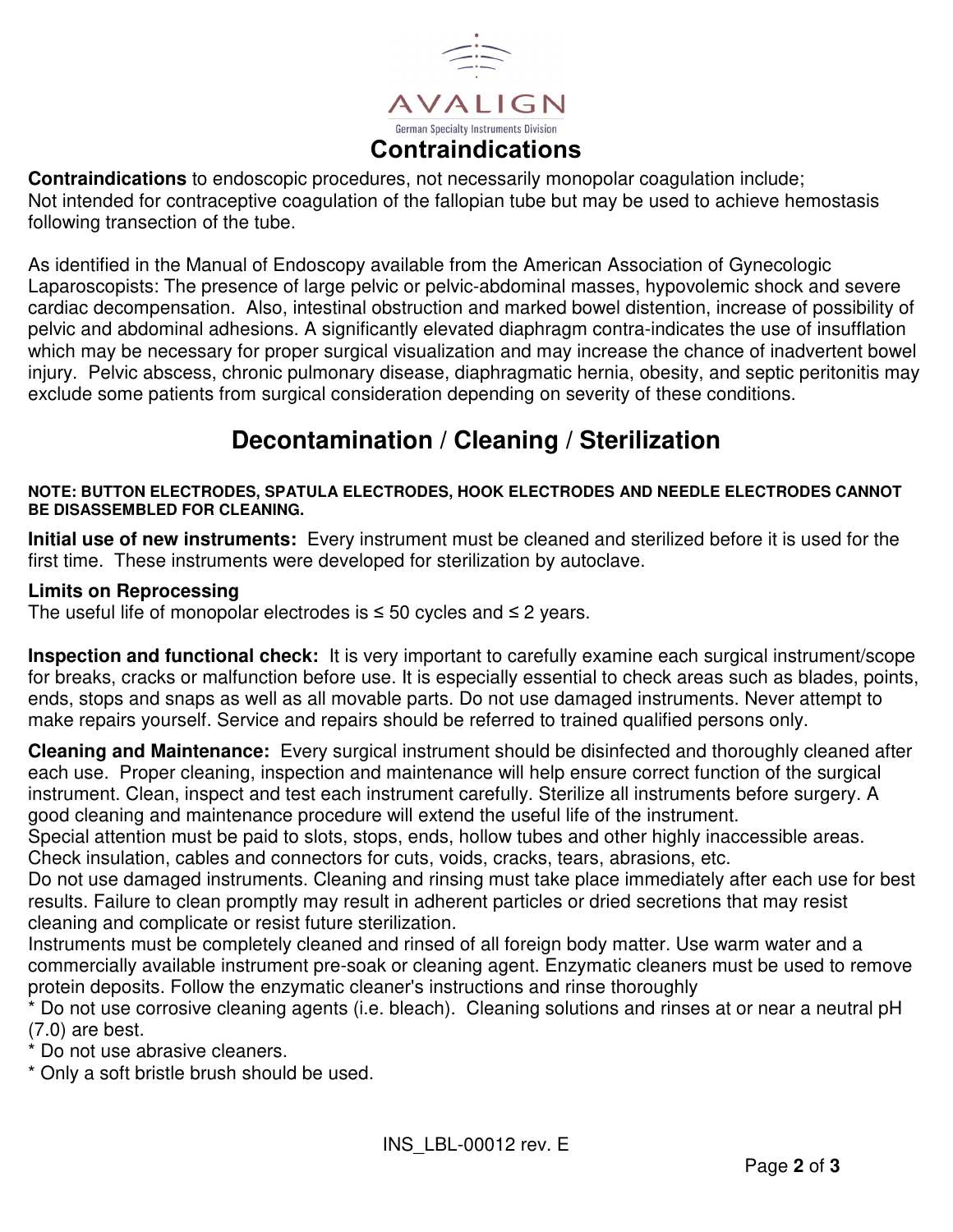AVALIGN

German Specialty Instruments Division

# Contraindications

**Contraindications** to endoscopic procedures, not necessarily monopolar coagulation include;
Not intended for contraceptive coagulation of the fallopian tube but may be used to achieve hemostasis following transection of the tube.

As identified in the Manual of Endoscopy available from the American Association of Gynecologic Laparoscopists: The presence of large pelvic or pelvic-abdominal masses, hypovolemic shock and severe cardiac decompensation. Also, intestinal obstruction and marked bowel distention, increase of possibility of pelvic and abdominal adhesions. A significantly elevated diaphragm contra-indicates the use of insufflation which may be necessary for proper surgical visualization and may increase the chance of inadvertent bowel injury. Pelvic abscess, chronic pulmonary disease, diaphragmatic hernia, obesity, and septic peritonitis may exclude some patients from surgical consideration depending on severity of these conditions.

# Decontamination / Cleaning / Sterilization

**NOTE: BUTTON ELECTRODES, SPATULA ELECTRODES, HOOK ELECTRODES AND NEEDLE ELECTRODES CANNOT BE DISASSEMBLED FOR CLEANING.**

**Initial use of new instruments:** Every instrument must be cleaned and sterilized before it is used for the first time. These instruments were developed for sterilization by autoclave.

**Limits on Reprocessing**
The useful life of monopolar electrodes is ≤ 50 cycles and ≤ 2 years.

**Inspection and functional check:** It is very important to carefully examine each surgical instrument/scope for breaks, cracks or malfunction before use. It is especially essential to check areas such as blades, points, ends, stops and snaps as well as all movable parts. Do not use damaged instruments. Never attempt to make repairs yourself. Service and repairs should be referred to trained qualified persons only.

**Cleaning and Maintenance:** Every surgical instrument should be disinfected and thoroughly cleaned after each use. Proper cleaning, inspection and maintenance will help ensure correct function of the surgical instrument. Clean, inspect and test each instrument carefully. Sterilize all instruments before surgery. A good cleaning and maintenance procedure will extend the useful life of the instrument.
Special attention must be paid to slots, stops, ends, hollow tubes and other highly inaccessible areas. Check insulation, cables and connectors for cuts, voids, cracks, tears, abrasions, etc.
Do not use damaged instruments. Cleaning and rinsing must take place immediately after each use for best results. Failure to clean promptly may result in adherent particles or dried secretions that may resist cleaning and complicate or resist future sterilization.
Instruments must be completely cleaned and rinsed of all foreign body matter. Use warm water and a commercially available instrument pre-soak or cleaning agent. Enzymatic cleaners must be used to remove protein deposits. Follow the enzymatic cleaner's instructions and rinse thoroughly

* Do not use corrosive cleaning agents (i.e. bleach). Cleaning solutions and rinses at or near a neutral pH (7.0) are best.
* Do not use abrasive cleaners.
* Only a soft bristle brush should be used.

INS_LBL-00012 rev. E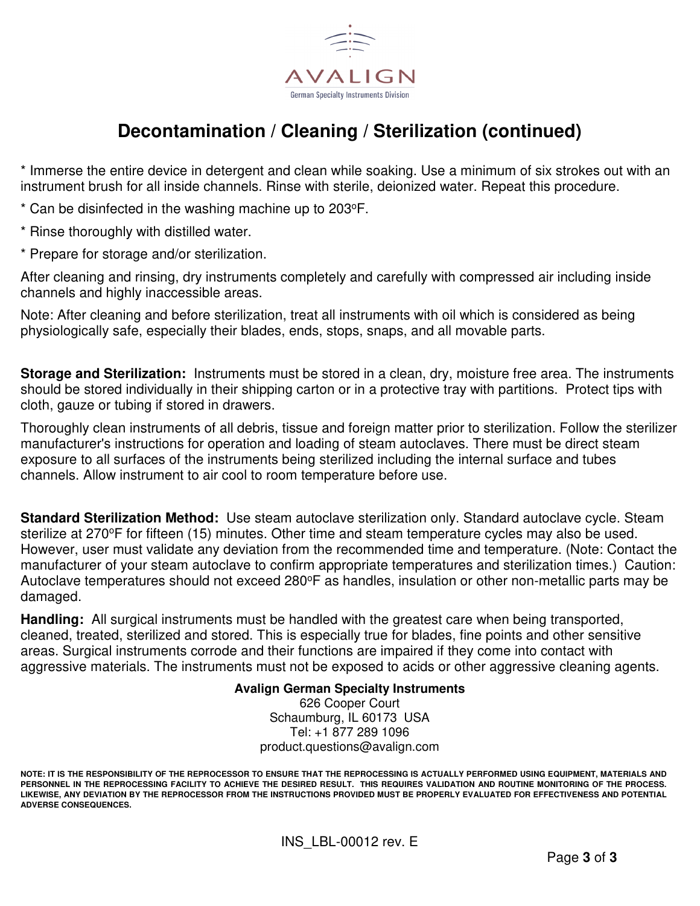AVALIGN

German Specialty Instruments Division

# Decontamination / Cleaning / Sterilization (continued)

* Immerse the entire device in detergent and clean while soaking. Use a minimum of six strokes out with an instrument brush for all inside channels. Rinse with sterile, deionized water. Repeat this procedure.

* Can be disinfected in the washing machine up to 203ºF.

* Rinse thoroughly with distilled water.

* Prepare for storage and/or sterilization.

After cleaning and rinsing, dry instruments completely and carefully with compressed air including inside channels and highly inaccessible areas.

Note: After cleaning and before sterilization, treat all instruments with oil which is considered as being physiologically safe, especially their blades, ends, stops, snaps, and all movable parts.

**Storage and Sterilization:** Instruments must be stored in a clean, dry, moisture free area. The instruments should be stored individually in their shipping carton or in a protective tray with partitions. Protect tips with cloth, gauze or tubing if stored in drawers.

Thoroughly clean instruments of all debris, tissue and foreign matter prior to sterilization. Follow the sterilizer manufacturer's instructions for operation and loading of steam autoclaves. There must be direct steam exposure to all surfaces of the instruments being sterilized including the internal surface and tubes channels. Allow instrument to air cool to room temperature before use.

**Standard Sterilization Method:** Use steam autoclave sterilization only. Standard autoclave cycle. Steam sterilize at 270ºF for fifteen (15) minutes. Other time and steam temperature cycles may also be used. However, user must validate any deviation from the recommended time and temperature. (Note: Contact the manufacturer of your steam autoclave to confirm appropriate temperatures and sterilization times.) Caution: Autoclave temperatures should not exceed 280ºF as handles, insulation or other non-metallic parts may be damaged.

**Handling:** All surgical instruments must be handled with the greatest care when being transported, cleaned, treated, sterilized and stored. This is especially true for blades, fine points and other sensitive areas. Surgical instruments corrode and their functions are impaired if they come into contact with aggressive materials. The instruments must not be exposed to acids or other aggressive cleaning agents.

**Avalign German Specialty Instruments**
626 Cooper Court
Schaumburg, IL 60173 USA
Tel: +1 877 289 1096
product.questions@avalign.com

NOTE: IT IS THE RESPONSIBILITY OF THE REPROCESSOR TO ENSURE THAT THE REPROCESSING IS ACTUALLY PERFORMED USING EQUIPMENT, MATERIALS AND PERSONNEL IN THE REPROCESSING FACILITY TO ACHIEVE THE DESIRED RESULT. THIS REQUIRES VALIDATION AND ROUTINE MONITORING OF THE PROCESS. LIKEWISE, ANY DEVIATION BY THE REPROCESSOR FROM THE INSTRUCTIONS PROVIDED MUST BE PROPERLY EVALUATED FOR EFFECTIVENESS AND POTENTIAL ADVERSE CONSEQUENCES.

INS_LBL-00012 rev. E